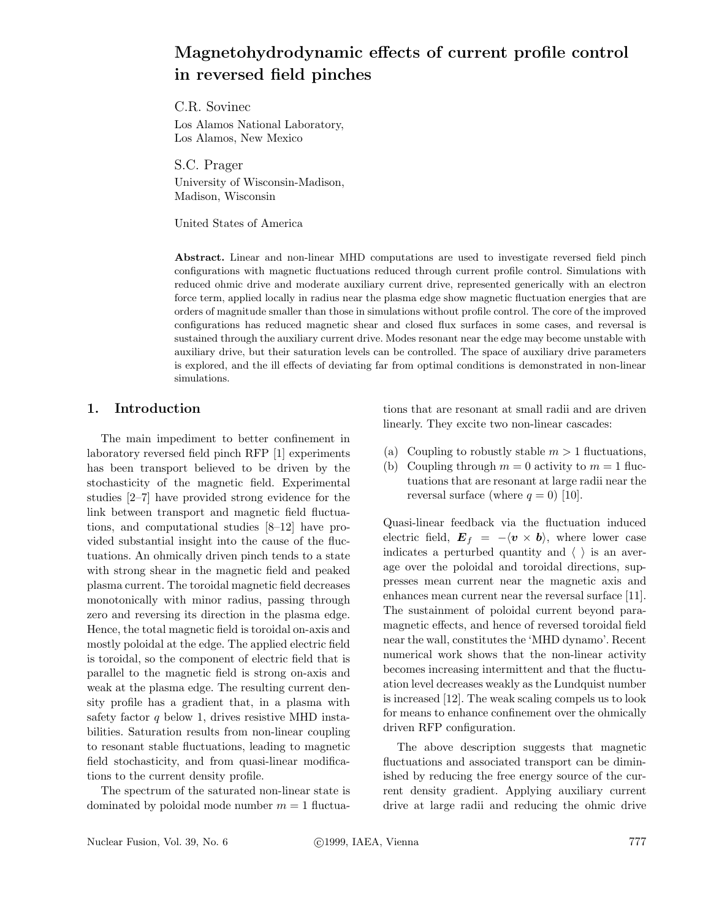# Magnetohydrodynamic effects of current profile control in reversed field pinches

C.R. Sovinec

Los Alamos National Laboratory,
Los Alamos, New Mexico

S.C. Prager

University of Wisconsin-Madison,
Madison, Wisconsin

United States of America

**Abstract.** Linear and non-linear MHD computations are used to investigate reversed field pinch configurations with magnetic fluctuations reduced through current profile control. Simulations with reduced ohmic drive and moderate auxiliary current drive, represented generically with an electron force term, applied locally in radius near the plasma edge show magnetic fluctuation energies that are orders of magnitude smaller than those in simulations without profile control. The core of the improved configurations has reduced magnetic shear and closed flux surfaces in some cases, and reversal is sustained through the auxiliary current drive. Modes resonant near the edge may become unstable with auxiliary drive, but their saturation levels can be controlled. The space of auxiliary drive parameters is explored, and the ill effects of deviating far from optimal conditions is demonstrated in non-linear simulations.

## 1. Introduction

The main impediment to better confinement in laboratory reversed field pinch RFP [1] experiments has been transport believed to be driven by the stochasticity of the magnetic field. Experimental studies [2–7] have provided strong evidence for the link between transport and magnetic field fluctuations, and computational studies [8–12] have provided substantial insight into the cause of the fluctuations. An ohmically driven pinch tends to a state with strong shear in the magnetic field and peaked plasma current. The toroidal magnetic field decreases monotonically with minor radius, passing through zero and reversing its direction in the plasma edge. Hence, the total magnetic field is toroidal on-axis and mostly poloidal at the edge. The applied electric field is toroidal, so the component of electric field that is parallel to the magnetic field is strong on-axis and weak at the plasma edge. The resulting current density profile has a gradient that, in a plasma with safety factor $q$ below 1, drives resistive MHD instabilities. Saturation results from non-linear coupling to resonant stable fluctuations, leading to magnetic field stochasticity, and from quasi-linear modifications to the current density profile.

The spectrum of the saturated non-linear state is dominated by poloidal mode number $m = 1$ fluctuations that are resonant at small radii and are driven linearly. They excite two non-linear cascades:

(a) Coupling to robustly stable $m > 1$ fluctuations,
(b) Coupling through $m = 0$ activity to $m = 1$ fluctuations that are resonant at large radii near the reversal surface (where $q = 0$) [10].

Quasi-linear feedback via the fluctuation induced electric field, $\boldsymbol{E}_f = -\langle \boldsymbol{v} \times \boldsymbol{b} \rangle$, where lower case indicates a perturbed quantity and $\langle\ \rangle$ is an average over the poloidal and toroidal directions, suppresses mean current near the magnetic axis and enhances mean current near the reversal surface [11]. The sustainment of poloidal current beyond paramagnetic effects, and hence of reversed toroidal field near the wall, constitutes the 'MHD dynamo'. Recent numerical work shows that the non-linear activity becomes increasing intermittent and that the fluctuation level decreases weakly as the Lundquist number is increased [12]. The weak scaling compels us to look for means to enhance confinement over the ohmically driven RFP configuration.

The above description suggests that magnetic fluctuations and associated transport can be diminished by reducing the free energy source of the current density gradient. Applying auxiliary current drive at large radii and reducing the ohmic drive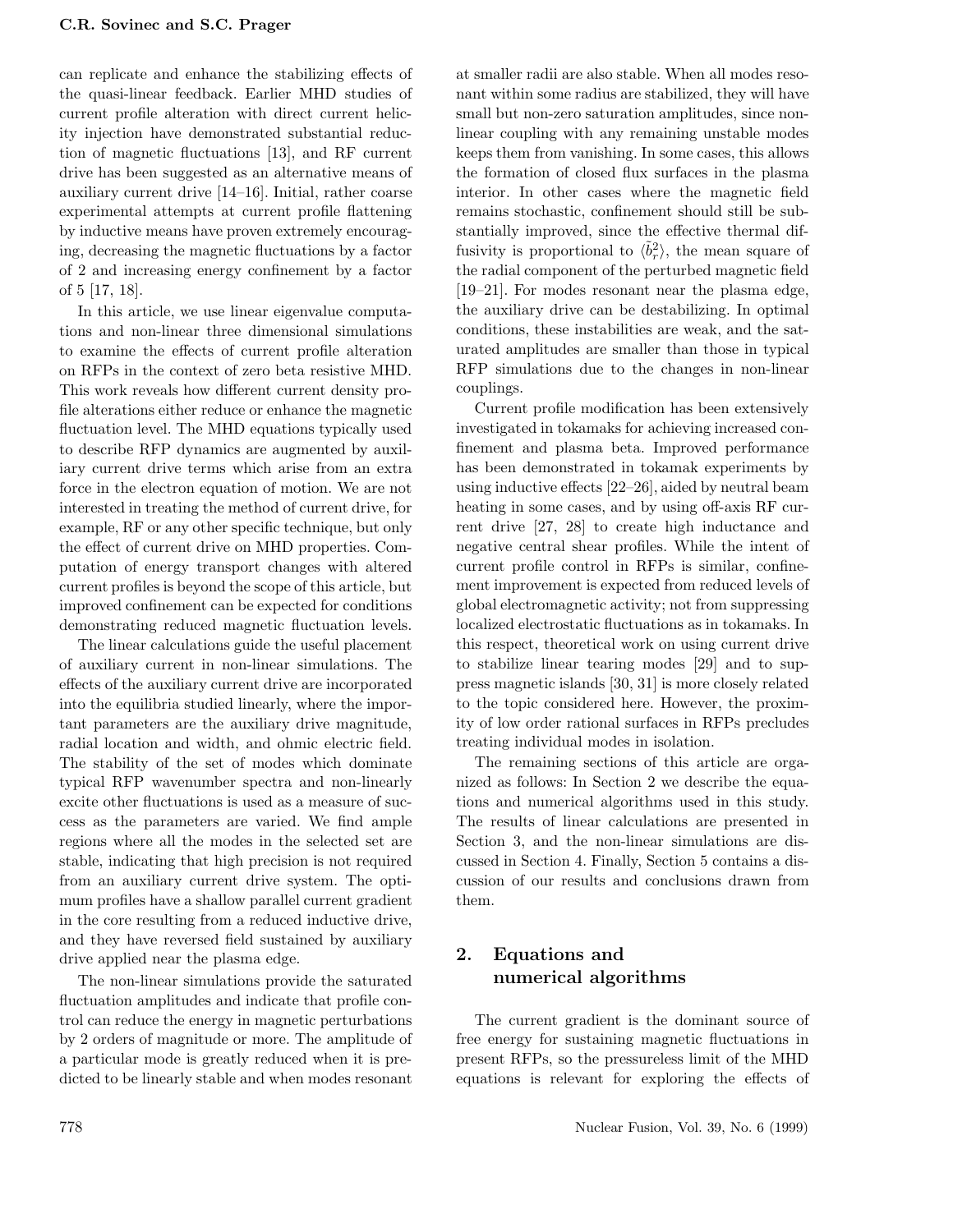can replicate and enhance the stabilizing effects of the quasi-linear feedback. Earlier MHD studies of current profile alteration with direct current helicity injection have demonstrated substantial reduction of magnetic fluctuations [13], and RF current drive has been suggested as an alternative means of auxiliary current drive [14–16]. Initial, rather coarse experimental attempts at current profile flattening by inductive means have proven extremely encouraging, decreasing the magnetic fluctuations by a factor of 2 and increasing energy confinement by a factor of 5 [17, 18].

In this article, we use linear eigenvalue computations and non-linear three dimensional simulations to examine the effects of current profile alteration on RFPs in the context of zero beta resistive MHD. This work reveals how different current density profile alterations either reduce or enhance the magnetic fluctuation level. The MHD equations typically used to describe RFP dynamics are augmented by auxiliary current drive terms which arise from an extra force in the electron equation of motion. We are not interested in treating the method of current drive, for example, RF or any other specific technique, but only the effect of current drive on MHD properties. Computation of energy transport changes with altered current profiles is beyond the scope of this article, but improved confinement can be expected for conditions demonstrating reduced magnetic fluctuation levels.

The linear calculations guide the useful placement of auxiliary current in non-linear simulations. The effects of the auxiliary current drive are incorporated into the equilibria studied linearly, where the important parameters are the auxiliary drive magnitude, radial location and width, and ohmic electric field. The stability of the set of modes which dominate typical RFP wavenumber spectra and non-linearly excite other fluctuations is used as a measure of success as the parameters are varied. We find ample regions where all the modes in the selected set are stable, indicating that high precision is not required from an auxiliary current drive system. The optimum profiles have a shallow parallel current gradient in the core resulting from a reduced inductive drive, and they have reversed field sustained by auxiliary drive applied near the plasma edge.

The non-linear simulations provide the saturated fluctuation amplitudes and indicate that profile control can reduce the energy in magnetic perturbations by 2 orders of magnitude or more. The amplitude of a particular mode is greatly reduced when it is predicted to be linearly stable and when modes resonant at smaller radii are also stable. When all modes resonant within some radius are stabilized, they will have small but non-zero saturation amplitudes, since non-linear coupling with any remaining unstable modes keeps them from vanishing. In some cases, this allows the formation of closed flux surfaces in the plasma interior. In other cases where the magnetic field remains stochastic, confinement should still be substantially improved, since the effective thermal diffusivity is proportional to $\langle \tilde{b}_r^2 \rangle$, the mean square of the radial component of the perturbed magnetic field [19–21]. For modes resonant near the plasma edge, the auxiliary drive can be destabilizing. In optimal conditions, these instabilities are weak, and the saturated amplitudes are smaller than those in typical RFP simulations due to the changes in non-linear couplings.

Current profile modification has been extensively investigated in tokamaks for achieving increased confinement and plasma beta. Improved performance has been demonstrated in tokamak experiments by using inductive effects [22–26], aided by neutral beam heating in some cases, and by using off-axis RF current drive [27, 28] to create high inductance and negative central shear profiles. While the intent of current profile control in RFPs is similar, confinement improvement is expected from reduced levels of global electromagnetic activity; not from suppressing localized electrostatic fluctuations as in tokamaks. In this respect, theoretical work on using current drive to stabilize linear tearing modes [29] and to suppress magnetic islands [30, 31] is more closely related to the topic considered here. However, the proximity of low order rational surfaces in RFPs precludes treating individual modes in isolation.

The remaining sections of this article are organized as follows: In Section 2 we describe the equations and numerical algorithms used in this study. The results of linear calculations are presented in Section 3, and the non-linear simulations are discussed in Section 4. Finally, Section 5 contains a discussion of our results and conclusions drawn from them.

## 2. Equations and numerical algorithms

The current gradient is the dominant source of free energy for sustaining magnetic fluctuations in present RFPs, so the pressureless limit of the MHD equations is relevant for exploring the effects of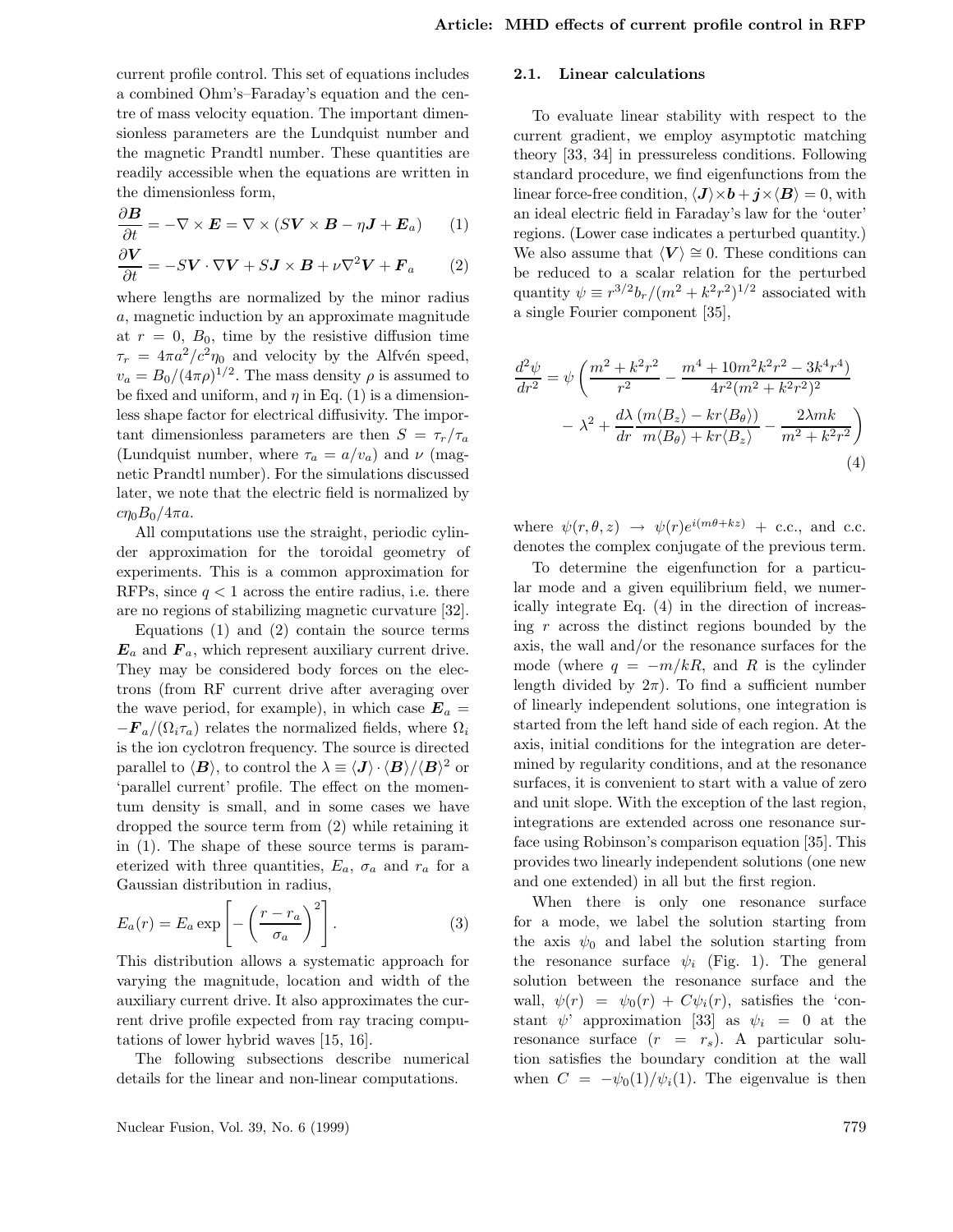current profile control. This set of equations includes a combined Ohm's–Faraday's equation and the centre of mass velocity equation. The important dimensionless parameters are the Lundquist number and the magnetic Prandtl number. These quantities are readily accessible when the equations are written in the dimensionless form,

$$\frac{\partial \boldsymbol{B}}{\partial t} = -\nabla \times \boldsymbol{E} = \nabla \times (S\boldsymbol{V} \times \boldsymbol{B} - \eta \boldsymbol{J} + \boldsymbol{E}_a) \qquad (1)$$

$$\frac{\partial \boldsymbol{V}}{\partial t} = -S\boldsymbol{V} \cdot \nabla \boldsymbol{V} + S\boldsymbol{J} \times \boldsymbol{B} + \nu \nabla^2 \boldsymbol{V} + \boldsymbol{F}_a \qquad (2)$$

where lengths are normalized by the minor radius $a$, magnetic induction by an approximate magnitude at $r = 0$, $B_0$, time by the resistive diffusion time $\tau_r = 4\pi a^2/c^2\eta_0$ and velocity by the Alfvén speed, $v_a = B_0/(4\pi\rho)^{1/2}$. The mass density $\rho$ is assumed to be fixed and uniform, and $\eta$ in Eq. (1) is a dimensionless shape factor for electrical diffusivity. The important dimensionless parameters are then $S = \tau_r/\tau_a$ (Lundquist number, where $\tau_a = a/v_a$) and $\nu$ (magnetic Prandtl number). For the simulations discussed later, we note that the electric field is normalized by $c\eta_0 B_0/4\pi a$.

All computations use the straight, periodic cylinder approximation for the toroidal geometry of experiments. This is a common approximation for RFPs, since $q < 1$ across the entire radius, i.e. there are no regions of stabilizing magnetic curvature [32].

Equations (1) and (2) contain the source terms $\boldsymbol{E}_a$ and $\boldsymbol{F}_a$, which represent auxiliary current drive. They may be considered body forces on the electrons (from RF current drive after averaging over the wave period, for example), in which case $\boldsymbol{E}_a = -\boldsymbol{F}_a/(\Omega_i \tau_a)$ relates the normalized fields, where $\Omega_i$ is the ion cyclotron frequency. The source is directed parallel to $\langle \boldsymbol{B} \rangle$, to control the $\lambda \equiv \langle \boldsymbol{J} \rangle \cdot \langle \boldsymbol{B} \rangle / \langle \boldsymbol{B} \rangle^2$ or 'parallel current' profile. The effect on the momentum density is small, and in some cases we have dropped the source term from (2) while retaining it in (1). The shape of these source terms is parameterized with three quantities, $E_a$, $\sigma_a$ and $r_a$ for a Gaussian distribution in radius,

$$E_a(r) = E_a \exp\left[-\left(\frac{r - r_a}{\sigma_a}\right)^2\right]. \qquad (3)$$

This distribution allows a systematic approach for varying the magnitude, location and width of the auxiliary current drive. It also approximates the current drive profile expected from ray tracing computations of lower hybrid waves [15, 16].

The following subsections describe numerical details for the linear and non-linear computations.

### 2.1. Linear calculations

To evaluate linear stability with respect to the current gradient, we employ asymptotic matching theory [33, 34] in pressureless conditions. Following standard procedure, we find eigenfunctions from the linear force-free condition, $\langle \boldsymbol{J} \rangle \times \boldsymbol{b} + \boldsymbol{j} \times \langle \boldsymbol{B} \rangle = 0$, with an ideal electric field in Faraday's law for the 'outer' regions. (Lower case indicates a perturbed quantity.) We also assume that $\langle \boldsymbol{V} \rangle \cong 0$. These conditions can be reduced to a scalar relation for the perturbed quantity $\psi \equiv r^{3/2} b_r/(m^2 + k^2 r^2)^{1/2}$ associated with a single Fourier component [35],

$$\frac{d^2\psi}{dr^2} = \psi \left( \frac{m^2 + k^2 r^2}{r^2} - \frac{m^4 + 10m^2k^2r^2 - 3k^4r^4)}{4r^2(m^2 + k^2r^2)^2} - \lambda^2 + \frac{d\lambda}{dr} \frac{(m\langle B_z \rangle - kr\langle B_\theta \rangle)}{m\langle B_\theta \rangle + kr\langle B_z \rangle} - \frac{2\lambda mk}{m^2 + k^2r^2} \right) \qquad (4)$$

where $\psi(r, \theta, z) \rightarrow \psi(r) e^{i(m\theta + kz)} + \text{c.c.}$, and c.c. denotes the complex conjugate of the previous term.

To determine the eigenfunction for a particular mode and a given equilibrium field, we numerically integrate Eq. (4) in the direction of increasing $r$ across the distinct regions bounded by the axis, the wall and/or the resonance surfaces for the mode (where $q = -m/kR$, and $R$ is the cylinder length divided by $2\pi$). To find a sufficient number of linearly independent solutions, one integration is started from the left hand side of each region. At the axis, initial conditions for the integration are determined by regularity conditions, and at the resonance surfaces, it is convenient to start with a value of zero and unit slope. With the exception of the last region, integrations are extended across one resonance surface using Robinson's comparison equation [35]. This provides two linearly independent solutions (one new and one extended) in all but the first region.

When there is only one resonance surface for a mode, we label the solution starting from the axis $\psi_0$ and label the solution starting from the resonance surface $\psi_i$ (Fig. 1). The general solution between the resonance surface and the wall, $\psi(r) = \psi_0(r) + C\psi_i(r)$, satisfies the 'constant $\psi$' approximation [33] as $\psi_i = 0$ at the resonance surface ($r = r_s$). A particular solution satisfies the boundary condition at the wall when $C = -\psi_0(1)/\psi_i(1)$. The eigenvalue is then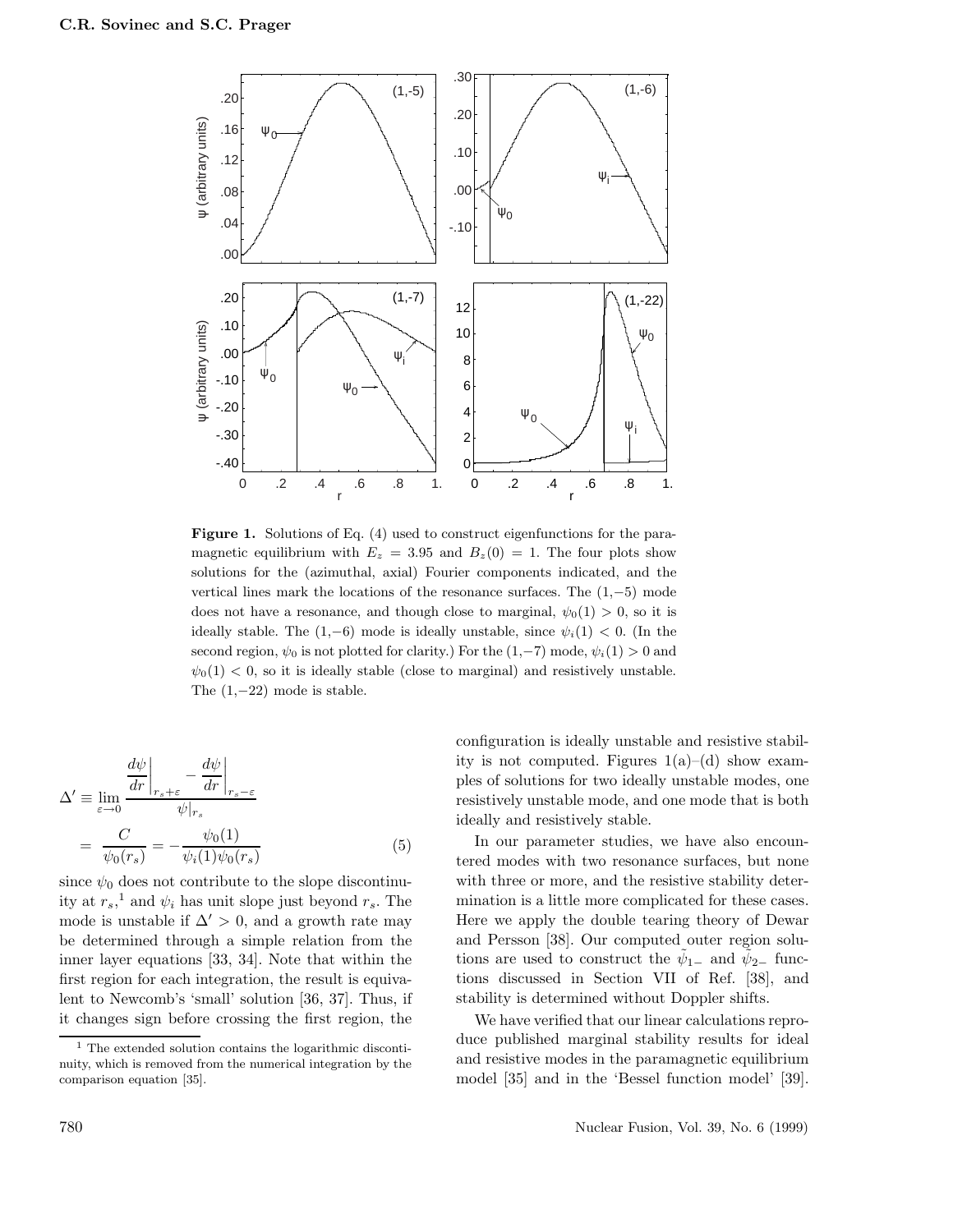**Figure 1.** Solutions of Eq. (4) used to construct eigenfunctions for the paramagnetic equilibrium with $E_z = 3.95$ and $B_z(0) = 1$. The four plots show solutions for the (azimuthal, axial) Fourier components indicated, and the vertical lines mark the locations of the resonance surfaces. The $(1,-5)$ mode does not have a resonance, and though close to marginal, $\psi_0(1) > 0$, so it is ideally stable. The $(1,-6)$ mode is ideally unstable, since $\psi_i(1) < 0$. (In the second region, $\psi_0$ is not plotted for clarity.) For the $(1,-7)$ mode, $\psi_i(1) > 0$ and $\psi_0(1) < 0$, so it is ideally stable (close to marginal) and resistively unstable. The $(1,-22)$ mode is stable.

$$
\Delta' \equiv \lim_{\varepsilon \to 0} \frac{\left.\dfrac{d\psi}{dr}\right|_{r_s+\varepsilon} - \left.\dfrac{d\psi}{dr}\right|_{r_s-\varepsilon}}{\psi|_{r_s}} = \frac{C}{\psi_0(r_s)} = -\frac{\psi_0(1)}{\psi_i(1)\psi_0(r_s)} \tag{5}
$$

since $\psi_0$ does not contribute to the slope discontinuity at $r_s$,[1] and $\psi_i$ has unit slope just beyond $r_s$. The mode is unstable if $\Delta' > 0$, and a growth rate may be determined through a simple relation from the inner layer equations [33, 34]. Note that within the first region for each integration, the result is equivalent to Newcomb's 'small' solution [36, 37]. Thus, if it changes sign before crossing the first region, the configuration is ideally unstable and resistive stability is not computed. Figures 1(a)–(d) show examples of solutions for two ideally unstable modes, one resistively unstable mode, and one mode that is both ideally and resistively stable.

In our parameter studies, we have also encountered modes with two resonance surfaces, but none with three or more, and the resistive stability determination is a little more complicated for these cases. Here we apply the double tearing theory of Dewar and Persson [38]. Our computed outer region solutions are used to construct the $\tilde{\psi}_{1-}$ and $\tilde{\psi}_{2-}$ functions discussed in Section VII of Ref. [38], and stability is determined without Doppler shifts.

We have verified that our linear calculations reproduce published marginal stability results for ideal and resistive modes in the paramagnetic equilibrium model [35] and in the 'Bessel function model' [39].

[1] The extended solution contains the logarithmic discontinuity, which is removed from the numerical integration by the comparison equation [35].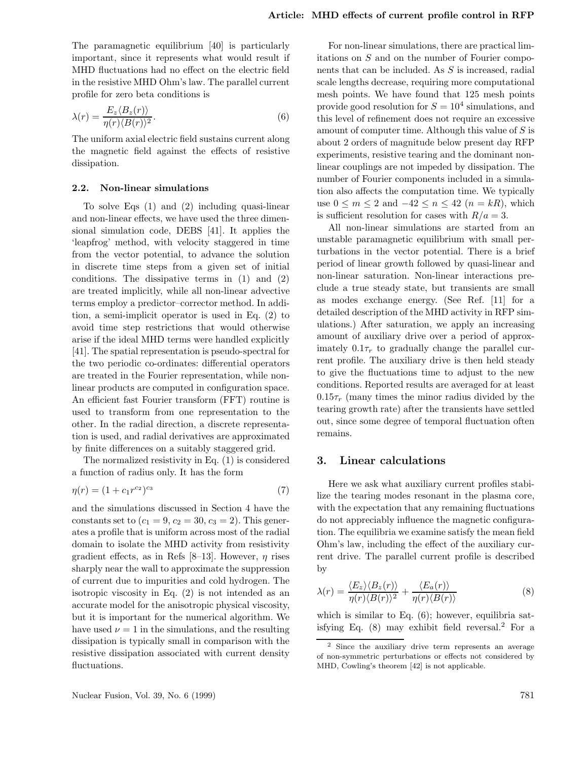The paramagnetic equilibrium [40] is particularly important, since it represents what would result if MHD fluctuations had no effect on the electric field in the resistive MHD Ohm's law. The parallel current profile for zero beta conditions is

$$\lambda(r) = \frac{E_z \langle B_z(r) \rangle}{\eta(r) \langle B(r) \rangle^2}. \tag{6}$$

The uniform axial electric field sustains current along the magnetic field against the effects of resistive dissipation.

### 2.2. Non-linear simulations

To solve Eqs (1) and (2) including quasi-linear and non-linear effects, we have used the three dimensional simulation code, DEBS [41]. It applies the 'leapfrog' method, with velocity staggered in time from the vector potential, to advance the solution in discrete time steps from a given set of initial conditions. The dissipative terms in (1) and (2) are treated implicitly, while all non-linear advective terms employ a predictor–corrector method. In addition, a semi-implicit operator is used in Eq. (2) to avoid time step restrictions that would otherwise arise if the ideal MHD terms were handled explicitly [41]. The spatial representation is pseudo-spectral for the two periodic co-ordinates: differential operators are treated in the Fourier representation, while non-linear products are computed in configuration space. An efficient fast Fourier transform (FFT) routine is used to transform from one representation to the other. In the radial direction, a discrete representation is used, and radial derivatives are approximated by finite differences on a suitably staggered grid.

The normalized resistivity in Eq. (1) is considered a function of radius only. It has the form

$$\eta(r) = (1 + c_1 r^{c_2})^{c_3} \tag{7}$$

and the simulations discussed in Section 4 have the constants set to ($c_1 = 9, c_2 = 30, c_3 = 2$). This generates a profile that is uniform across most of the radial domain to isolate the MHD activity from resistivity gradient effects, as in Refs [8–13]. However, $\eta$ rises sharply near the wall to approximate the suppression of current due to impurities and cold hydrogen. The isotropic viscosity in Eq. (2) is not intended as an accurate model for the anisotropic physical viscosity, but it is important for the numerical algorithm. We have used $\nu = 1$ in the simulations, and the resulting dissipation is typically small in comparison with the resistive dissipation associated with current density fluctuations.

For non-linear simulations, there are practical limitations on $S$ and on the number of Fourier components that can be included. As $S$ is increased, radial scale lengths decrease, requiring more computational mesh points. We have found that 125 mesh points provide good resolution for $S = 10^4$ simulations, and this level of refinement does not require an excessive amount of computer time. Although this value of $S$ is about 2 orders of magnitude below present day RFP experiments, resistive tearing and the dominant non-linear couplings are not impeded by dissipation. The number of Fourier components included in a simulation also affects the computation time. We typically use $0 \leq m \leq 2$ and $-42 \leq n \leq 42$ ($n = kR$), which is sufficient resolution for cases with $R/a = 3$.

All non-linear simulations are started from an unstable paramagnetic equilibrium with small perturbations in the vector potential. There is a brief period of linear growth followed by quasi-linear and non-linear saturation. Non-linear interactions preclude a true steady state, but transients are small as modes exchange energy. (See Ref. [11] for a detailed description of the MHD activity in RFP simulations.) After saturation, we apply an increasing amount of auxiliary drive over a period of approximately $0.1\tau_r$ to gradually change the parallel current profile. The auxiliary drive is then held steady to give the fluctuations time to adjust to the new conditions. Reported results are averaged for at least $0.15\tau_r$ (many times the minor radius divided by the tearing growth rate) after the transients have settled out, since some degree of temporal fluctuation often remains.

## 3. Linear calculations

Here we ask what auxiliary current profiles stabilize the tearing modes resonant in the plasma core, with the expectation that any remaining fluctuations do not appreciably influence the magnetic configuration. The equilibria we examine satisfy the mean field Ohm's law, including the effect of the auxiliary current drive. The parallel current profile is described by

$$\lambda(r) = \frac{\langle E_z \rangle \langle B_z(r) \rangle}{\eta(r) \langle B(r) \rangle^2} + \frac{\langle E_a(r) \rangle}{\eta(r) \langle B(r) \rangle} \tag{8}$$

which is similar to Eq. (6); however, equilibria satisfying Eq. (8) may exhibit field reversal.[2] For a

[2] Since the auxiliary drive term represents an average of non-symmetric perturbations or effects not considered by MHD, Cowling's theorem [42] is not applicable.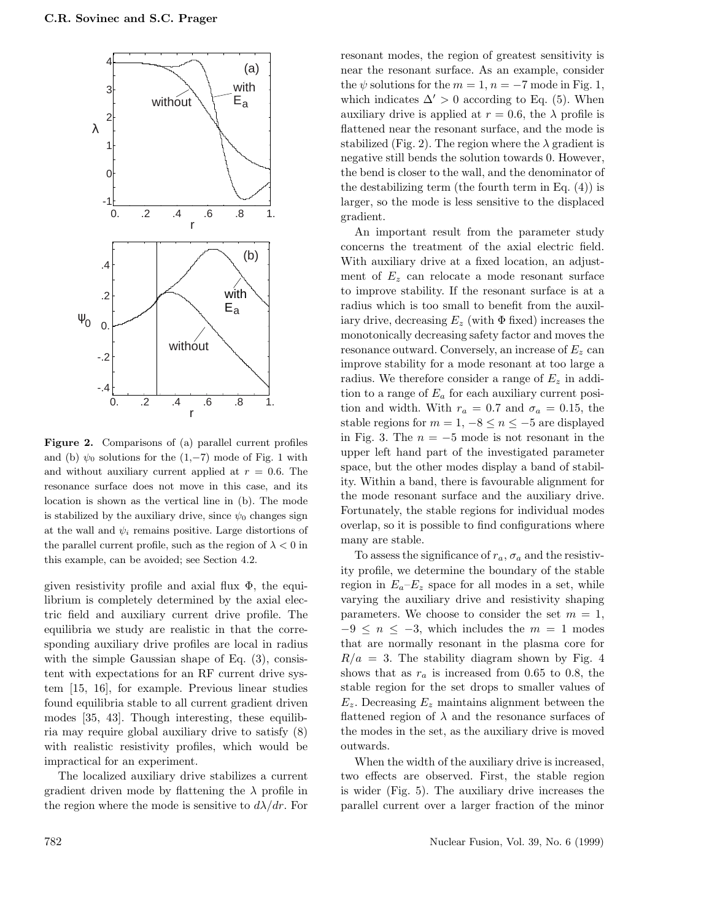**Figure 2.** Comparisons of (a) parallel current profiles and (b) $\psi_0$ solutions for the (1,−7) mode of Fig. 1 with and without auxiliary current applied at $r = 0.6$. The resonance surface does not move in this case, and its location is shown as the vertical line in (b). The mode is stabilized by the auxiliary drive, since $\psi_0$ changes sign at the wall and $\psi_i$ remains positive. Large distortions of the parallel current profile, such as the region of $\lambda < 0$ in this example, can be avoided; see Section 4.2.

given resistivity profile and axial flux $\Phi$, the equilibrium is completely determined by the axial electric field and auxiliary current drive profile. The equilibria we study are realistic in that the corresponding auxiliary drive profiles are local in radius with the simple Gaussian shape of Eq. (3), consistent with expectations for an RF current drive system [15, 16], for example. Previous linear studies found equilibria stable to all current gradient driven modes [35, 43]. Though interesting, these equilibria may require global auxiliary drive to satisfy (8) with realistic resistivity profiles, which would be impractical for an experiment.

The localized auxiliary drive stabilizes a current gradient driven mode by flattening the $\lambda$ profile in the region where the mode is sensitive to $d\lambda/dr$. For resonant modes, the region of greatest sensitivity is near the resonant surface. As an example, consider the $\psi$ solutions for the $m = 1$, $n = -7$ mode in Fig. 1, which indicates $\Delta' > 0$ according to Eq. (5). When auxiliary drive is applied at $r = 0.6$, the $\lambda$ profile is flattened near the resonant surface, and the mode is stabilized (Fig. 2). The region where the $\lambda$ gradient is negative still bends the solution towards 0. However, the bend is closer to the wall, and the denominator of the destabilizing term (the fourth term in Eq. (4)) is larger, so the mode is less sensitive to the displaced gradient.

An important result from the parameter study concerns the treatment of the axial electric field. With auxiliary drive at a fixed location, an adjustment of $E_z$ can relocate a mode resonant surface to improve stability. If the resonant surface is at a radius which is too small to benefit from the auxiliary drive, decreasing $E_z$ (with $\Phi$ fixed) increases the monotonically decreasing safety factor and moves the resonance outward. Conversely, an increase of $E_z$ can improve stability for a mode resonant at too large a radius. We therefore consider a range of $E_z$ in addition to a range of $E_a$ for each auxiliary current position and width. With $r_a = 0.7$ and $\sigma_a = 0.15$, the stable regions for $m = 1$, $-8 \leq n \leq -5$ are displayed in Fig. 3. The $n = -5$ mode is not resonant in the upper left hand part of the investigated parameter space, but the other modes display a band of stability. Within a band, there is favourable alignment for the mode resonant surface and the auxiliary drive. Fortunately, the stable regions for individual modes overlap, so it is possible to find configurations where many are stable.

To assess the significance of $r_a$, $\sigma_a$ and the resistivity profile, we determine the boundary of the stable region in $E_a$–$E_z$ space for all modes in a set, while varying the auxiliary drive and resistivity shaping parameters. We choose to consider the set $m = 1$, $-9 \leq n \leq -3$, which includes the $m = 1$ modes that are normally resonant in the plasma core for $R/a = 3$. The stability diagram shown by Fig. 4 shows that as $r_a$ is increased from 0.65 to 0.8, the stable region for the set drops to smaller values of $E_z$. Decreasing $E_z$ maintains alignment between the flattened region of $\lambda$ and the resonance surfaces of the modes in the set, as the auxiliary drive is moved outwards.

When the width of the auxiliary drive is increased, two effects are observed. First, the stable region is wider (Fig. 5). The auxiliary drive increases the parallel current over a larger fraction of the minor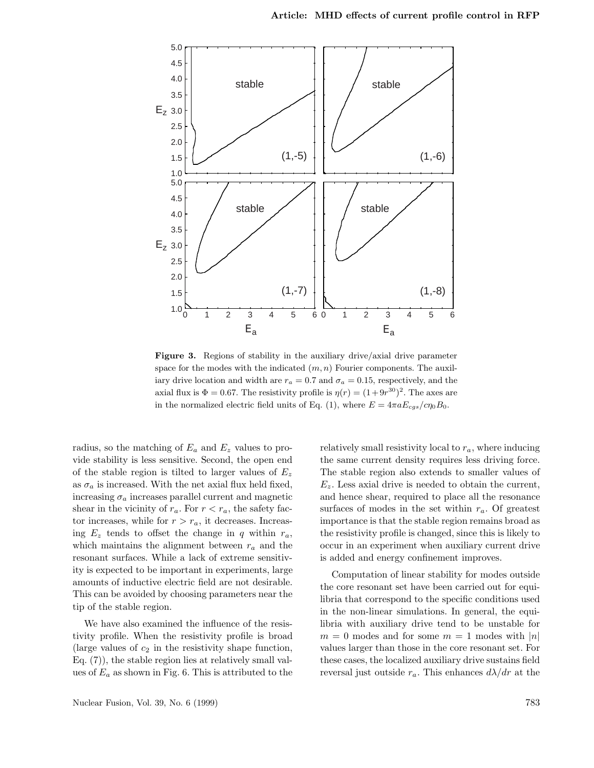**Figure 3.** Regions of stability in the auxiliary drive/axial drive parameter space for the modes with the indicated $(m, n)$ Fourier components. The auxiliary drive location and width are $r_a = 0.7$ and $\sigma_a = 0.15$, respectively, and the axial flux is $\Phi = 0.67$. The resistivity profile is $\eta(r) = (1+9r^{30})^2$. The axes are in the normalized electric field units of Eq. (1), where $E = 4\pi a E_{cgs}/c\eta_0 B_0$.

radius, so the matching of $E_a$ and $E_z$ values to provide stability is less sensitive. Second, the open end of the stable region is tilted to larger values of $E_z$ as $\sigma_a$ is increased. With the net axial flux held fixed, increasing $\sigma_a$ increases parallel current and magnetic shear in the vicinity of $r_a$. For $r < r_a$, the safety factor increases, while for $r > r_a$, it decreases. Increasing $E_z$ tends to offset the change in $q$ within $r_a$, which maintains the alignment between $r_a$ and the resonant surfaces. While a lack of extreme sensitivity is expected to be important in experiments, large amounts of inductive electric field are not desirable. This can be avoided by choosing parameters near the tip of the stable region.

We have also examined the influence of the resistivity profile. When the resistivity profile is broad (large values of $c_2$ in the resistivity shape function, Eq. (7)), the stable region lies at relatively small values of $E_a$ as shown in Fig. 6. This is attributed to the relatively small resistivity local to $r_a$, where inducing the same current density requires less driving force. The stable region also extends to smaller values of $E_z$. Less axial drive is needed to obtain the current, and hence shear, required to place all the resonance surfaces of modes in the set within $r_a$. Of greatest importance is that the stable region remains broad as the resistivity profile is changed, since this is likely to occur in an experiment when auxiliary current drive is added and energy confinement improves.

Computation of linear stability for modes outside the core resonant set have been carried out for equilibria that correspond to the specific conditions used in the non-linear simulations. In general, the equilibria with auxiliary drive tend to be unstable for $m = 0$ modes and for some $m = 1$ modes with $|n|$ values larger than those in the core resonant set. For these cases, the localized auxiliary drive sustains field reversal just outside $r_a$. This enhances $d\lambda/dr$ at the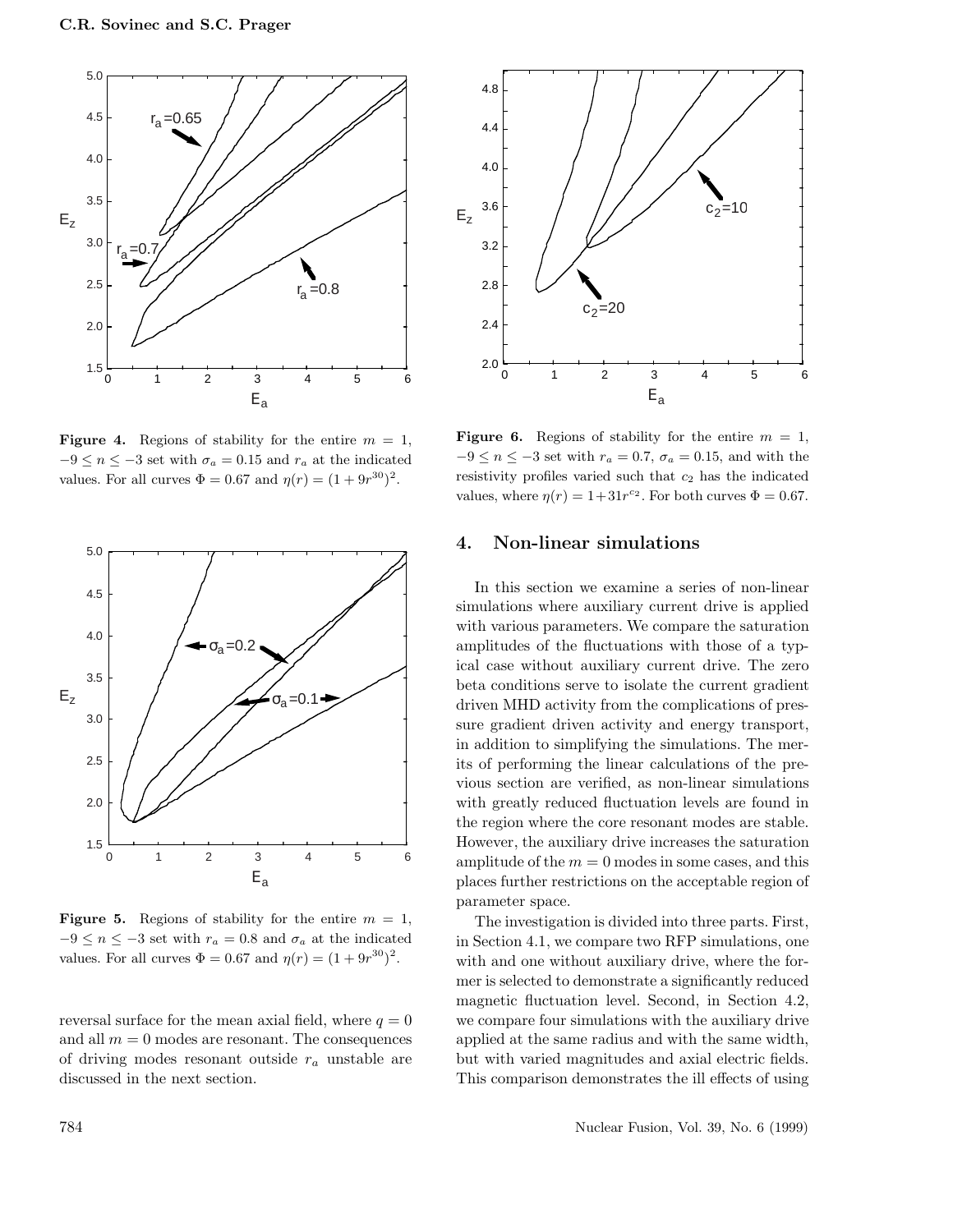**Figure 4.** Regions of stability for the entire $m = 1$, $-9 \leq n \leq -3$ set with $\sigma_a = 0.15$ and $r_a$ at the indicated values. For all curves $\Phi = 0.67$ and $\eta(r) = (1 + 9r^{30})^2$.

**Figure 5.** Regions of stability for the entire $m = 1$, $-9 \leq n \leq -3$ set with $r_a = 0.8$ and $\sigma_a$ at the indicated values. For all curves $\Phi = 0.67$ and $\eta(r) = (1 + 9r^{30})^2$.

reversal surface for the mean axial field, where $q = 0$ and all $m = 0$ modes are resonant. The consequences of driving modes resonant outside $r_a$ unstable are discussed in the next section.

**Figure 6.** Regions of stability for the entire $m = 1$, $-9 \leq n \leq -3$ set with $r_a = 0.7$, $\sigma_a = 0.15$, and with the resistivity profiles varied such that $c_2$ has the indicated values, where $\eta(r) = 1 + 31r^{c_2}$. For both curves $\Phi = 0.67$.

## 4. Non-linear simulations

In this section we examine a series of non-linear simulations where auxiliary current drive is applied with various parameters. We compare the saturation amplitudes of the fluctuations with those of a typical case without auxiliary current drive. The zero beta conditions serve to isolate the current gradient driven MHD activity from the complications of pressure gradient driven activity and energy transport, in addition to simplifying the simulations. The merits of performing the linear calculations of the previous section are verified, as non-linear simulations with greatly reduced fluctuation levels are found in the region where the core resonant modes are stable. However, the auxiliary drive increases the saturation amplitude of the $m = 0$ modes in some cases, and this places further restrictions on the acceptable region of parameter space.

The investigation is divided into three parts. First, in Section 4.1, we compare two RFP simulations, one with and one without auxiliary drive, where the former is selected to demonstrate a significantly reduced magnetic fluctuation level. Second, in Section 4.2, we compare four simulations with the auxiliary drive applied at the same radius and with the same width, but with varied magnitudes and axial electric fields. This comparison demonstrates the ill effects of using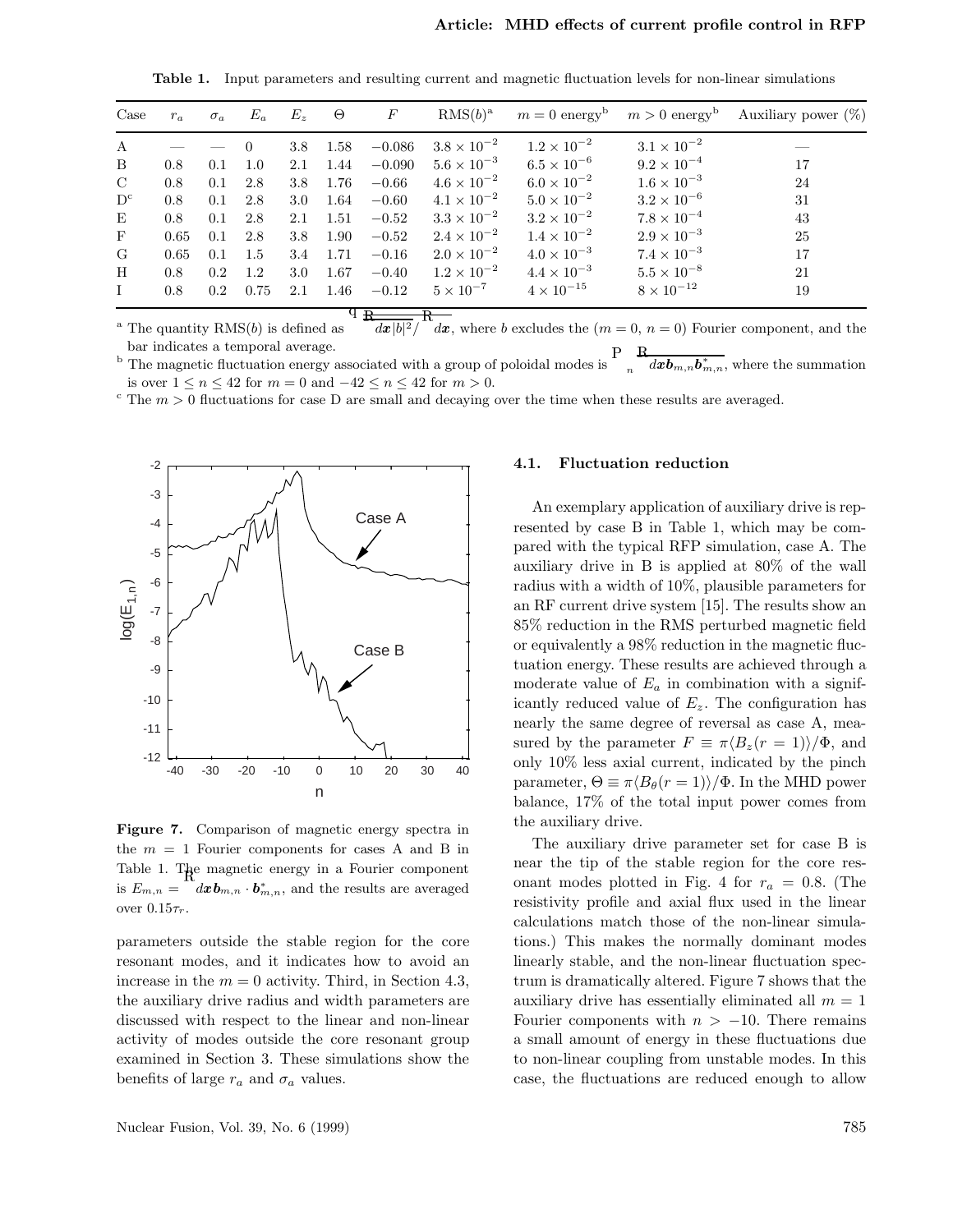**Table 1.** Input parameters and resulting current and magnetic fluctuation levels for non-linear simulations

| Case | $r_a$ | $\sigma_a$ | $E_a$ | $E_z$ | $\Theta$ | $F$ | RMS$(b)$[a] | $m = 0$ energy[b] | $m > 0$ energy[b] | Auxiliary power (%) |
|---|---|---|---|---|---|---|---|---|---|---|
| A | — | — | 0 | 3.8 | 1.58 | −0.086 | $3.8 \times 10^{-2}$ | $1.2 \times 10^{-2}$ | $3.1 \times 10^{-2}$ | — |
| B | 0.8 | 0.1 | 1.0 | 2.1 | 1.44 | −0.090 | $5.6 \times 10^{-3}$ | $6.5 \times 10^{-6}$ | $9.2 \times 10^{-4}$ | 17 |
| C | 0.8 | 0.1 | 2.8 | 3.8 | 1.76 | −0.66 | $4.6 \times 10^{-2}$ | $6.0 \times 10^{-2}$ | $1.6 \times 10^{-3}$ | 24 |
| D[c] | 0.8 | 0.1 | 2.8 | 3.0 | 1.64 | −0.60 | $4.1 \times 10^{-2}$ | $5.0 \times 10^{-2}$ | $3.2 \times 10^{-6}$ | 31 |
| E | 0.8 | 0.1 | 2.8 | 2.1 | 1.51 | −0.52 | $3.3 \times 10^{-2}$ | $3.2 \times 10^{-2}$ | $7.8 \times 10^{-4}$ | 43 |
| F | 0.65 | 0.1 | 2.8 | 3.8 | 1.90 | −0.52 | $2.4 \times 10^{-2}$ | $1.4 \times 10^{-2}$ | $2.9 \times 10^{-3}$ | 25 |
| G | 0.65 | 0.1 | 1.5 | 3.4 | 1.71 | −0.16 | $2.0 \times 10^{-2}$ | $4.0 \times 10^{-3}$ | $7.4 \times 10^{-3}$ | 17 |
| H | 0.8 | 0.2 | 1.2 | 3.0 | 1.67 | −0.40 | $1.2 \times 10^{-2}$ | $4.4 \times 10^{-3}$ | $5.5 \times 10^{-8}$ | 21 |
| I | 0.8 | 0.2 | 0.75 | 2.1 | 1.46 | −0.12 | $5 \times 10^{-7}$ | $4 \times 10^{-15}$ | $8 \times 10^{-12}$ | 19 |

[a] The quantity RMS$(b)$ is defined as $\sqrt{\overline{\int d\boldsymbol{x}|b|^2}/\int d\boldsymbol{x}}$, where $b$ excludes the $(m = 0,\ n = 0)$ Fourier component, and the bar indicates a temporal average.

[b] The magnetic fluctuation energy associated with a group of poloidal modes is $\sum_n \overline{\int d\boldsymbol{x} \boldsymbol{b}_{m,n} \boldsymbol{b}^*_{m,n}}$, where the summation is over $1 \le n \le 42$ for $m = 0$ and $-42 \le n \le 42$ for $m > 0$.

[c] The $m > 0$ fluctuations for case D are small and decaying over the time when these results are averaged.

**Figure 7.** Comparison of magnetic energy spectra in the $m = 1$ Fourier components for cases A and B in Table 1. The magnetic energy in a Fourier component is $E_{m,n} = \int d\boldsymbol{x} \boldsymbol{b}_{m,n} \cdot \boldsymbol{b}^*_{m,n}$, and the results are averaged over $0.15\tau_r$.

parameters outside the stable region for the core resonant modes, and it indicates how to avoid an increase in the $m = 0$ activity. Third, in Section 4.3, the auxiliary drive radius and width parameters are discussed with respect to the linear and non-linear activity of modes outside the core resonant group examined in Section 3. These simulations show the benefits of large $r_a$ and $\sigma_a$ values.

### 4.1. Fluctuation reduction

An exemplary application of auxiliary drive is represented by case B in Table 1, which may be compared with the typical RFP simulation, case A. The auxiliary drive in B is applied at 80% of the wall radius with a width of 10%, plausible parameters for an RF current drive system [15]. The results show an 85% reduction in the RMS perturbed magnetic field or equivalently a 98% reduction in the magnetic fluctuation energy. These results are achieved through a moderate value of $E_a$ in combination with a significantly reduced value of $E_z$. The configuration has nearly the same degree of reversal as case A, measured by the parameter $F \equiv \pi\langle B_z(r = 1)\rangle/\Phi$, and only 10% less axial current, indicated by the pinch parameter, $\Theta \equiv \pi\langle B_\theta(r = 1)\rangle/\Phi$. In the MHD power balance, 17% of the total input power comes from the auxiliary drive.

The auxiliary drive parameter set for case B is near the tip of the stable region for the core resonant modes plotted in Fig. 4 for $r_a = 0.8$. (The resistivity profile and axial flux used in the linear calculations match those of the non-linear simulations.) This makes the normally dominant modes linearly stable, and the non-linear fluctuation spectrum is dramatically altered. Figure 7 shows that the auxiliary drive has essentially eliminated all $m = 1$ Fourier components with $n > -10$. There remains a small amount of energy in these fluctuations due to non-linear coupling from unstable modes. In this case, the fluctuations are reduced enough to allow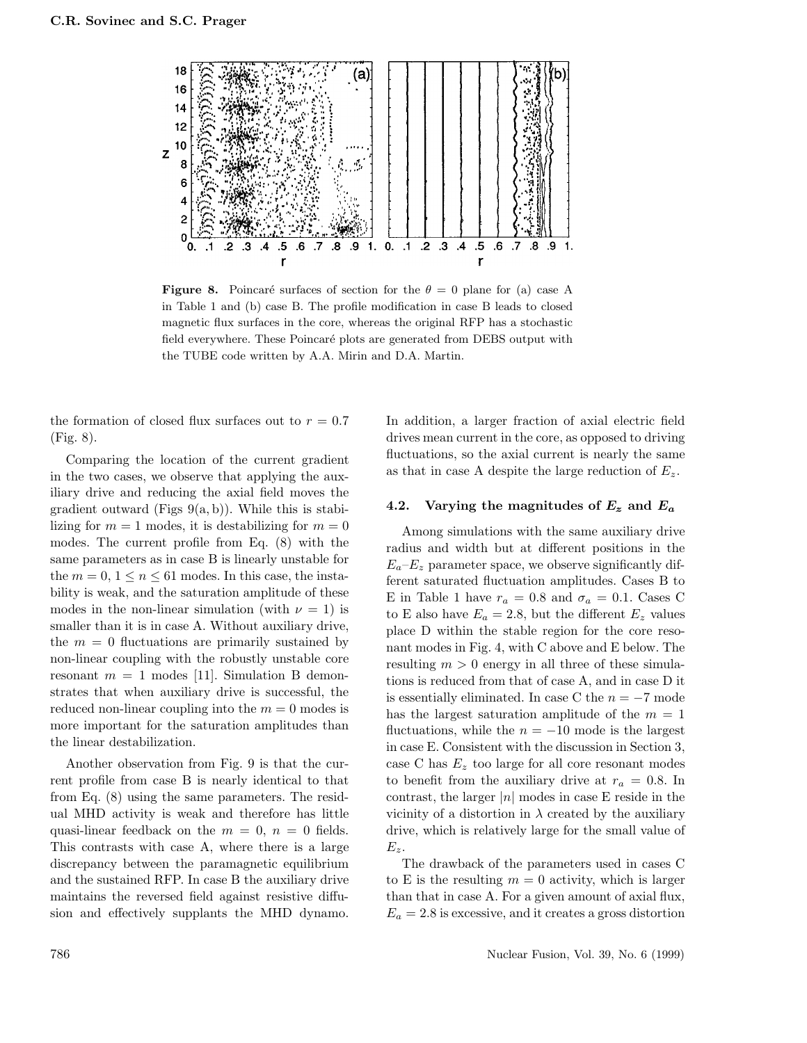**Figure 8.** Poincaré surfaces of section for the $\theta = 0$ plane for (a) case A in Table 1 and (b) case B. The profile modification in case B leads to closed magnetic flux surfaces in the core, whereas the original RFP has a stochastic field everywhere. These Poincaré plots are generated from DEBS output with the TUBE code written by A.A. Mirin and D.A. Martin.

the formation of closed flux surfaces out to $r = 0.7$ (Fig. 8).

Comparing the location of the current gradient in the two cases, we observe that applying the auxiliary drive and reducing the axial field moves the gradient outward (Figs 9(a, b)). While this is stabilizing for $m = 1$ modes, it is destabilizing for $m = 0$ modes. The current profile from Eq. (8) with the same parameters as in case B is linearly unstable for the $m = 0$, $1 \leq n \leq 61$ modes. In this case, the instability is weak, and the saturation amplitude of these modes in the non-linear simulation (with $\nu = 1$) is smaller than it is in case A. Without auxiliary drive, the $m = 0$ fluctuations are primarily sustained by non-linear coupling with the robustly unstable core resonant $m = 1$ modes [11]. Simulation B demonstrates that when auxiliary drive is successful, the reduced non-linear coupling into the $m = 0$ modes is more important for the saturation amplitudes than the linear destabilization.

Another observation from Fig. 9 is that the current profile from case B is nearly identical to that from Eq. (8) using the same parameters. The residual MHD activity is weak and therefore has little quasi-linear feedback on the $m = 0$, $n = 0$ fields. This contrasts with case A, where there is a large discrepancy between the paramagnetic equilibrium and the sustained RFP. In case B the auxiliary drive maintains the reversed field against resistive diffusion and effectively supplants the MHD dynamo. In addition, a larger fraction of axial electric field drives mean current in the core, as opposed to driving fluctuations, so the axial current is nearly the same as that in case A despite the large reduction of $E_z$.

### 4.2. Varying the magnitudes of $E_z$ and $E_a$

Among simulations with the same auxiliary drive radius and width but at different positions in the $E_a$–$E_z$ parameter space, we observe significantly different saturated fluctuation amplitudes. Cases B to E in Table 1 have $r_a = 0.8$ and $\sigma_a = 0.1$. Cases C to E also have $E_a = 2.8$, but the different $E_z$ values place D within the stable region for the core resonant modes in Fig. 4, with C above and E below. The resulting $m > 0$ energy in all three of these simulations is reduced from that of case A, and in case D it is essentially eliminated. In case C the $n = -7$ mode has the largest saturation amplitude of the $m = 1$ fluctuations, while the $n = -10$ mode is the largest in case E. Consistent with the discussion in Section 3, case C has $E_z$ too large for all core resonant modes to benefit from the auxiliary drive at $r_a = 0.8$. In contrast, the larger $|n|$ modes in case E reside in the vicinity of a distortion in $\lambda$ created by the auxiliary drive, which is relatively large for the small value of $E_z$.

The drawback of the parameters used in cases C to E is the resulting $m = 0$ activity, which is larger than that in case A. For a given amount of axial flux, $E_a = 2.8$ is excessive, and it creates a gross distortion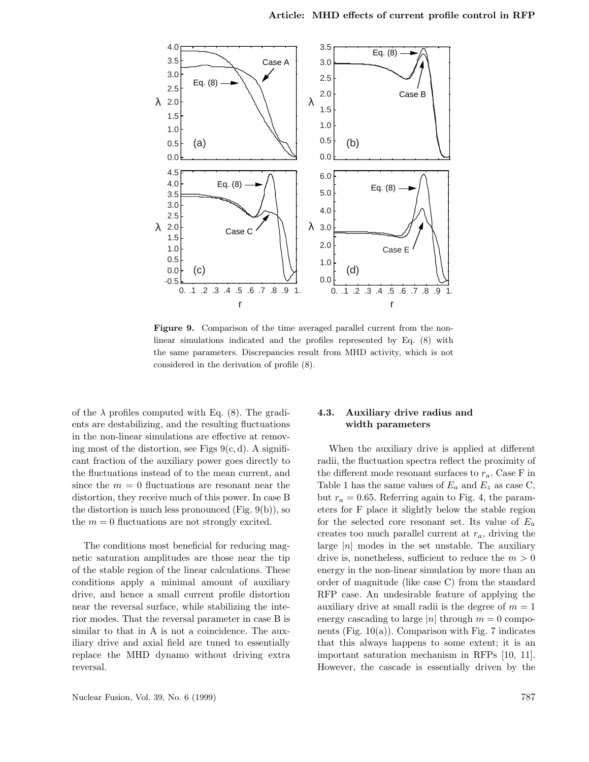**Figure 9.** Comparison of the time averaged parallel current from the non-linear simulations indicated and the profiles represented by Eq. (8) with the same parameters. Discrepancies result from MHD activity, which is not considered in the derivation of profile (8).

of the $\lambda$ profiles computed with Eq. (8). The gradients are destabilizing, and the resulting fluctuations in the non-linear simulations are effective at removing most of the distortion, see Figs 9(c, d). A significant fraction of the auxiliary power goes directly to the fluctuations instead of to the mean current, and since the $m = 0$ fluctuations are resonant near the distortion, they receive much of this power. In case B the distortion is much less pronounced (Fig. 9(b)), so the $m = 0$ fluctuations are not strongly excited.

The conditions most beneficial for reducing magnetic saturation amplitudes are those near the tip of the stable region of the linear calculations. These conditions apply a minimal amount of auxiliary drive, and hence a small current profile distortion near the reversal surface, while stabilizing the interior modes. That the reversal parameter in case B is similar to that in A is not a coincidence. The auxiliary drive and axial field are tuned to essentially replace the MHD dynamo without driving extra reversal.

### 4.3. Auxiliary drive radius and width parameters

When the auxiliary drive is applied at different radii, the fluctuation spectra reflect the proximity of the different mode resonant surfaces to $r_a$. Case F in Table 1 has the same values of $E_a$ and $E_z$ as case C, but $r_a = 0.65$. Referring again to Fig. 4, the parameters for F place it slightly below the stable region for the selected core resonant set. Its value of $E_a$ creates too much parallel current at $r_a$, driving the large $|n|$ modes in the set unstable. The auxiliary drive is, nonetheless, sufficient to reduce the $m > 0$ energy in the non-linear simulation by more than an order of magnitude (like case C) from the standard RFP case. An undesirable feature of applying the auxiliary drive at small radii is the degree of $m = 1$ energy cascading to large $|n|$ through $m = 0$ components (Fig. 10(a)). Comparison with Fig. 7 indicates that this always happens to some extent; it is an important saturation mechanism in RFPs [10, 11]. However, the cascade is essentially driven by the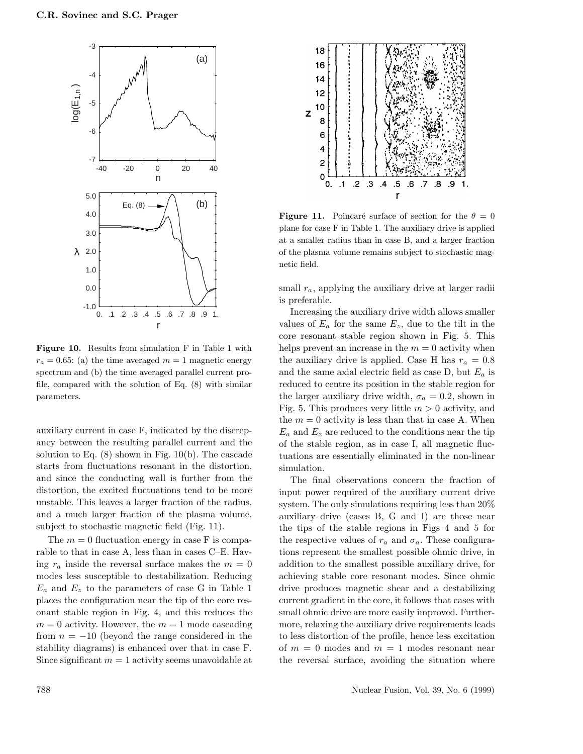**Figure 10.** Results from simulation F in Table 1 with $r_a = 0.65$: (a) the time averaged $m = 1$ magnetic energy spectrum and (b) the time averaged parallel current profile, compared with the solution of Eq. (8) with similar parameters.

auxiliary current in case F, indicated by the discrepancy between the resulting parallel current and the solution to Eq. (8) shown in Fig. 10(b). The cascade starts from fluctuations resonant in the distortion, and since the conducting wall is further from the distortion, the excited fluctuations tend to be more unstable. This leaves a larger fraction of the radius, and a much larger fraction of the plasma volume, subject to stochastic magnetic field (Fig. 11).

The $m = 0$ fluctuation energy in case F is comparable to that in case A, less than in cases C–E. Having $r_a$ inside the reversal surface makes the $m = 0$ modes less susceptible to destabilization. Reducing $E_a$ and $E_z$ to the parameters of case G in Table 1 places the configuration near the tip of the core resonant stable region in Fig. 4, and this reduces the $m = 0$ activity. However, the $m = 1$ mode cascading from $n = -10$ (beyond the range considered in the stability diagrams) is enhanced over that in case F. Since significant $m = 1$ activity seems unavoidable at small $r_a$, applying the auxiliary drive at larger radii is preferable.

**Figure 11.** Poincaré surface of section for the $\theta = 0$ plane for case F in Table 1. The auxiliary drive is applied at a smaller radius than in case B, and a larger fraction of the plasma volume remains subject to stochastic magnetic field.

Increasing the auxiliary drive width allows smaller values of $E_a$ for the same $E_z$, due to the tilt in the core resonant stable region shown in Fig. 5. This helps prevent an increase in the $m = 0$ activity when the auxiliary drive is applied. Case H has $r_a = 0.8$ and the same axial electric field as case D, but $E_a$ is reduced to centre its position in the stable region for the larger auxiliary drive width, $\sigma_a = 0.2$, shown in Fig. 5. This produces very little $m > 0$ activity, and the $m = 0$ activity is less than that in case A. When $E_a$ and $E_z$ are reduced to the conditions near the tip of the stable region, as in case I, all magnetic fluctuations are essentially eliminated in the non-linear simulation.

The final observations concern the fraction of input power required of the auxiliary current drive system. The only simulations requiring less than 20% auxiliary drive (cases B, G and I) are those near the tips of the stable regions in Figs 4 and 5 for the respective values of $r_a$ and $\sigma_a$. These configurations represent the smallest possible ohmic drive, in addition to the smallest possible auxiliary drive, for achieving stable core resonant modes. Since ohmic drive produces magnetic shear and a destabilizing current gradient in the core, it follows that cases with small ohmic drive are more easily improved. Furthermore, relaxing the auxiliary drive requirements leads to less distortion of the profile, hence less excitation of $m = 0$ modes and $m = 1$ modes resonant near the reversal surface, avoiding the situation where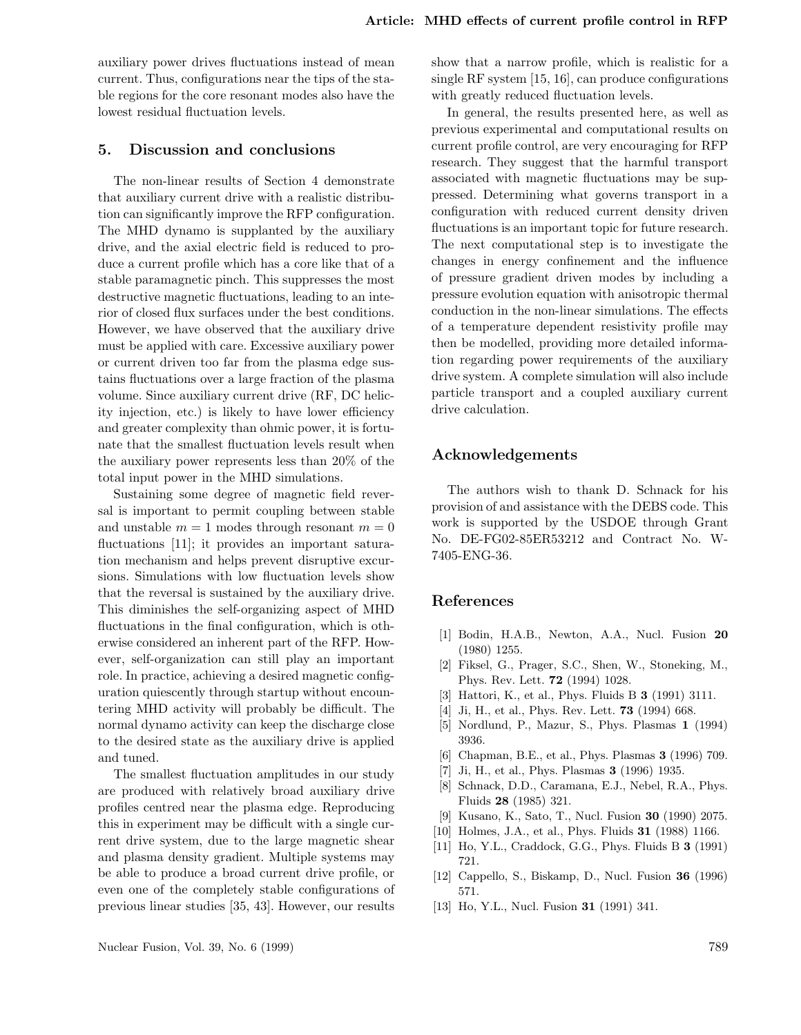auxiliary power drives fluctuations instead of mean current. Thus, configurations near the tips of the stable regions for the core resonant modes also have the lowest residual fluctuation levels.

## 5. Discussion and conclusions

The non-linear results of Section 4 demonstrate that auxiliary current drive with a realistic distribution can significantly improve the RFP configuration. The MHD dynamo is supplanted by the auxiliary drive, and the axial electric field is reduced to produce a current profile which has a core like that of a stable paramagnetic pinch. This suppresses the most destructive magnetic fluctuations, leading to an interior of closed flux surfaces under the best conditions. However, we have observed that the auxiliary drive must be applied with care. Excessive auxiliary power or current driven too far from the plasma edge sustains fluctuations over a large fraction of the plasma volume. Since auxiliary current drive (RF, DC helicity injection, etc.) is likely to have lower efficiency and greater complexity than ohmic power, it is fortunate that the smallest fluctuation levels result when the auxiliary power represents less than 20% of the total input power in the MHD simulations.

Sustaining some degree of magnetic field reversal is important to permit coupling between stable and unstable $m = 1$ modes through resonant $m = 0$ fluctuations [11]; it provides an important saturation mechanism and helps prevent disruptive excursions. Simulations with low fluctuation levels show that the reversal is sustained by the auxiliary drive. This diminishes the self-organizing aspect of MHD fluctuations in the final configuration, which is otherwise considered an inherent part of the RFP. However, self-organization can still play an important role. In practice, achieving a desired magnetic configuration quiescently through startup without encountering MHD activity will probably be difficult. The normal dynamo activity can keep the discharge close to the desired state as the auxiliary drive is applied and tuned.

The smallest fluctuation amplitudes in our study are produced with relatively broad auxiliary drive profiles centred near the plasma edge. Reproducing this in experiment may be difficult with a single current drive system, due to the large magnetic shear and plasma density gradient. Multiple systems may be able to produce a broad current drive profile, or even one of the completely stable configurations of previous linear studies [35, 43]. However, our results show that a narrow profile, which is realistic for a single RF system [15, 16], can produce configurations with greatly reduced fluctuation levels.

In general, the results presented here, as well as previous experimental and computational results on current profile control, are very encouraging for RFP research. They suggest that the harmful transport associated with magnetic fluctuations may be suppressed. Determining what governs transport in a configuration with reduced current density driven fluctuations is an important topic for future research. The next computational step is to investigate the changes in energy confinement and the influence of pressure gradient driven modes by including a pressure evolution equation with anisotropic thermal conduction in the non-linear simulations. The effects of a temperature dependent resistivity profile may then be modelled, providing more detailed information regarding power requirements of the auxiliary drive system. A complete simulation will also include particle transport and a coupled auxiliary current drive calculation.

## Acknowledgements

The authors wish to thank D. Schnack for his provision of and assistance with the DEBS code. This work is supported by the USDOE through Grant No. DE-FG02-85ER53212 and Contract No. W-7405-ENG-36.

## References

[1] Bodin, H.A.B., Newton, A.A., Nucl. Fusion **20** (1980) 1255.

[2] Fiksel, G., Prager, S.C., Shen, W., Stoneking, M., Phys. Rev. Lett. **72** (1994) 1028.

[3] Hattori, K., et al., Phys. Fluids B **3** (1991) 3111.

[4] Ji, H., et al., Phys. Rev. Lett. **73** (1994) 668.

[5] Nordlund, P., Mazur, S., Phys. Plasmas **1** (1994) 3936.

[6] Chapman, B.E., et al., Phys. Plasmas **3** (1996) 709.

[7] Ji, H., et al., Phys. Plasmas **3** (1996) 1935.

[8] Schnack, D.D., Caramana, E.J., Nebel, R.A., Phys. Fluids **28** (1985) 321.

[9] Kusano, K., Sato, T., Nucl. Fusion **30** (1990) 2075.

[10] Holmes, J.A., et al., Phys. Fluids **31** (1988) 1166.

[11] Ho, Y.L., Craddock, G.G., Phys. Fluids B **3** (1991) 721.

[12] Cappello, S., Biskamp, D., Nucl. Fusion **36** (1996) 571.

[13] Ho, Y.L., Nucl. Fusion **31** (1991) 341.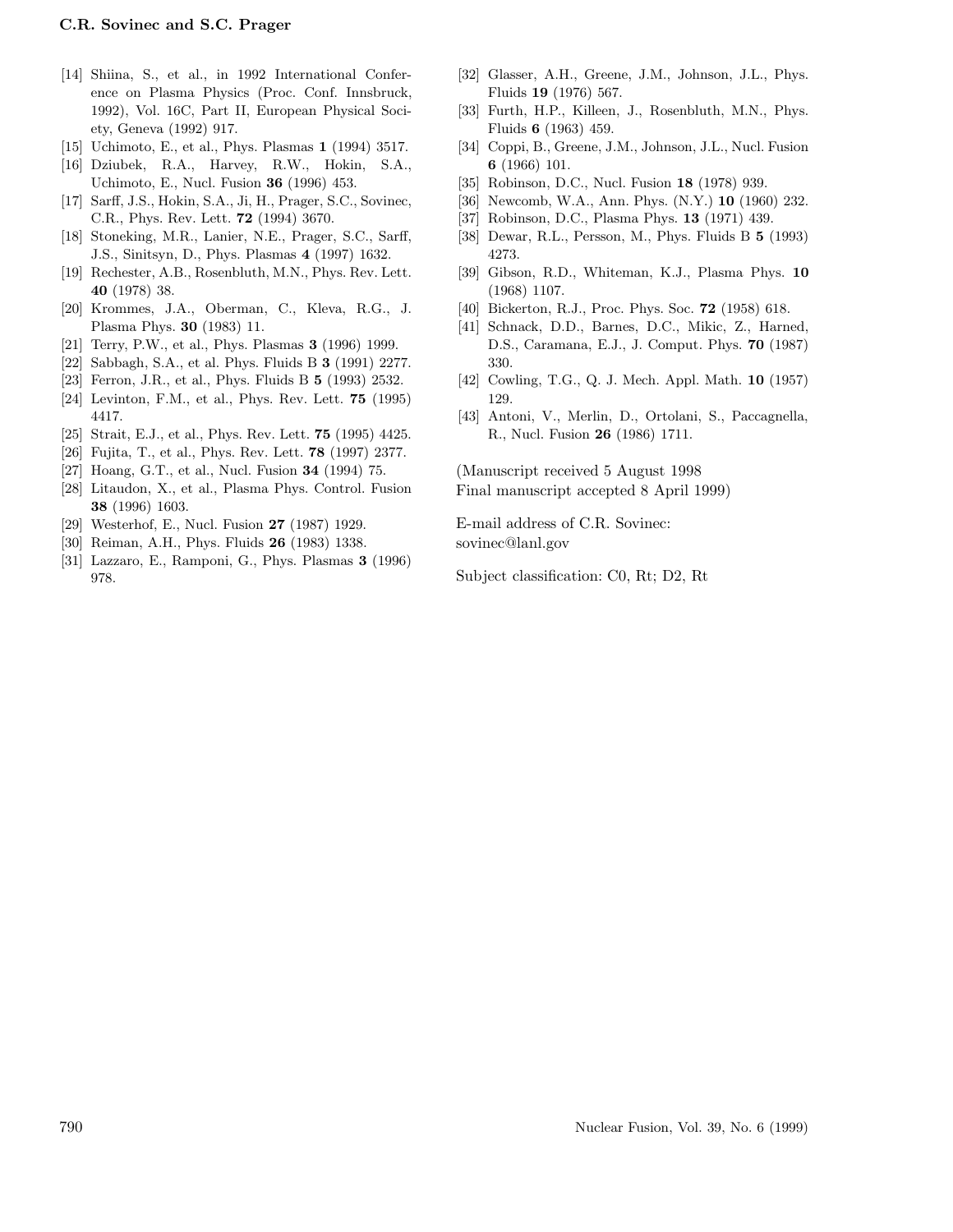[14] Shiina, S., et al., in 1992 International Conference on Plasma Physics (Proc. Conf. Innsbruck, 1992), Vol. 16C, Part II, European Physical Society, Geneva (1992) 917.

[15] Uchimoto, E., et al., Phys. Plasmas **1** (1994) 3517.

[16] Dziubek, R.A., Harvey, R.W., Hokin, S.A., Uchimoto, E., Nucl. Fusion **36** (1996) 453.

[17] Sarff, J.S., Hokin, S.A., Ji, H., Prager, S.C., Sovinec, C.R., Phys. Rev. Lett. **72** (1994) 3670.

[18] Stoneking, M.R., Lanier, N.E., Prager, S.C., Sarff, J.S., Sinitsyn, D., Phys. Plasmas **4** (1997) 1632.

[19] Rechester, A.B., Rosenbluth, M.N., Phys. Rev. Lett. **40** (1978) 38.

[20] Krommes, J.A., Oberman, C., Kleva, R.G., J. Plasma Phys. **30** (1983) 11.

[21] Terry, P.W., et al., Phys. Plasmas **3** (1996) 1999.

[22] Sabbagh, S.A., et al. Phys. Fluids B **3** (1991) 2277.

[23] Ferron, J.R., et al., Phys. Fluids B **5** (1993) 2532.

[24] Levinton, F.M., et al., Phys. Rev. Lett. **75** (1995) 4417.

[25] Strait, E.J., et al., Phys. Rev. Lett. **75** (1995) 4425.

[26] Fujita, T., et al., Phys. Rev. Lett. **78** (1997) 2377.

[27] Hoang, G.T., et al., Nucl. Fusion **34** (1994) 75.

[28] Litaudon, X., et al., Plasma Phys. Control. Fusion **38** (1996) 1603.

[29] Westerhof, E., Nucl. Fusion **27** (1987) 1929.

[30] Reiman, A.H., Phys. Fluids **26** (1983) 1338.

[31] Lazzaro, E., Ramponi, G., Phys. Plasmas **3** (1996) 978.

[32] Glasser, A.H., Greene, J.M., Johnson, J.L., Phys. Fluids **19** (1976) 567.

[33] Furth, H.P., Killeen, J., Rosenbluth, M.N., Phys. Fluids **6** (1963) 459.

[34] Coppi, B., Greene, J.M., Johnson, J.L., Nucl. Fusion **6** (1966) 101.

[35] Robinson, D.C., Nucl. Fusion **18** (1978) 939.

[36] Newcomb, W.A., Ann. Phys. (N.Y.) **10** (1960) 232.

[37] Robinson, D.C., Plasma Phys. **13** (1971) 439.

[38] Dewar, R.L., Persson, M., Phys. Fluids B **5** (1993) 4273.

[39] Gibson, R.D., Whiteman, K.J., Plasma Phys. **10** (1968) 1107.

[40] Bickerton, R.J., Proc. Phys. Soc. **72** (1958) 618.

[41] Schnack, D.D., Barnes, D.C., Mikic, Z., Harned, D.S., Caramana, E.J., J. Comput. Phys. **70** (1987) 330.

[42] Cowling, T.G., Q. J. Mech. Appl. Math. **10** (1957) 129.

[43] Antoni, V., Merlin, D., Ortolani, S., Paccagnella, R., Nucl. Fusion **26** (1986) 1711.

(Manuscript received 5 August 1998
Final manuscript accepted 8 April 1999)

E-mail address of C.R. Sovinec:
sovinec@lanl.gov

Subject classification: C0, Rt; D2, Rt